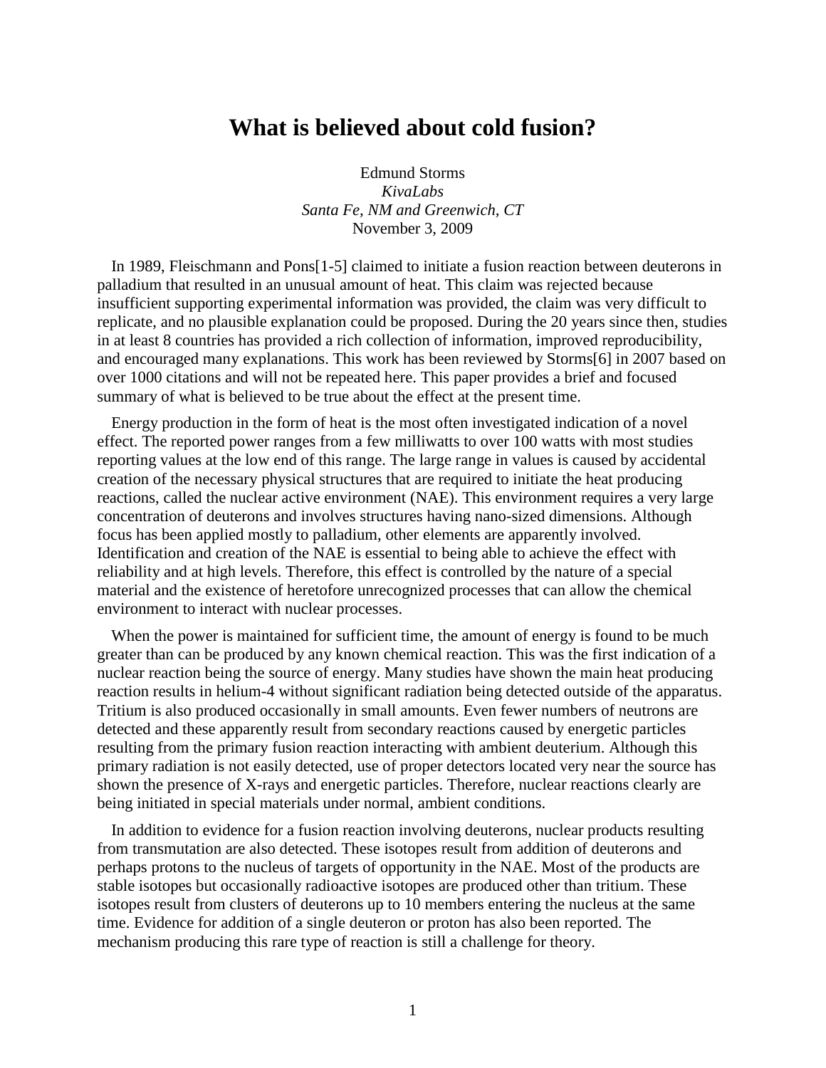# What is believed about cold fusion?

Edmund Storms  
*KivaLabs*  
*Santa Fe, NM and Greenwich, CT*  
November 3, 2009

In 1989, Fleischmann and Pons[1-5] claimed to initiate a fusion reaction between deuterons in palladium that resulted in an unusual amount of heat. This claim was rejected because insufficient supporting experimental information was provided, the claim was very difficult to replicate, and no plausible explanation could be proposed. During the 20 years since then, studies in at least 8 countries has provided a rich collection of information, improved reproducibility, and encouraged many explanations. This work has been reviewed by Storms[6] in 2007 based on over 1000 citations and will not be repeated here. This paper provides a brief and focused summary of what is believed to be true about the effect at the present time.

Energy production in the form of heat is the most often investigated indication of a novel effect. The reported power ranges from a few milliwatts to over 100 watts with most studies reporting values at the low end of this range. The large range in values is caused by accidental creation of the necessary physical structures that are required to initiate the heat producing reactions, called the nuclear active environment (NAE). This environment requires a very large concentration of deuterons and involves structures having nano-sized dimensions. Although focus has been applied mostly to palladium, other elements are apparently involved. Identification and creation of the NAE is essential to being able to achieve the effect with reliability and at high levels. Therefore, this effect is controlled by the nature of a special material and the existence of heretofore unrecognized processes that can allow the chemical environment to interact with nuclear processes.

When the power is maintained for sufficient time, the amount of energy is found to be much greater than can be produced by any known chemical reaction. This was the first indication of a nuclear reaction being the source of energy. Many studies have shown the main heat producing reaction results in helium-4 without significant radiation being detected outside of the apparatus. Tritium is also produced occasionally in small amounts. Even fewer numbers of neutrons are detected and these apparently result from secondary reactions caused by energetic particles resulting from the primary fusion reaction interacting with ambient deuterium. Although this primary radiation is not easily detected, use of proper detectors located very near the source has shown the presence of X-rays and energetic particles. Therefore, nuclear reactions clearly are being initiated in special materials under normal, ambient conditions.

In addition to evidence for a fusion reaction involving deuterons, nuclear products resulting from transmutation are also detected. These isotopes result from addition of deuterons and perhaps protons to the nucleus of targets of opportunity in the NAE. Most of the products are stable isotopes but occasionally radioactive isotopes are produced other than tritium. These isotopes result from clusters of deuterons up to 10 members entering the nucleus at the same time. Evidence for addition of a single deuteron or proton has also been reported. The mechanism producing this rare type of reaction is still a challenge for theory.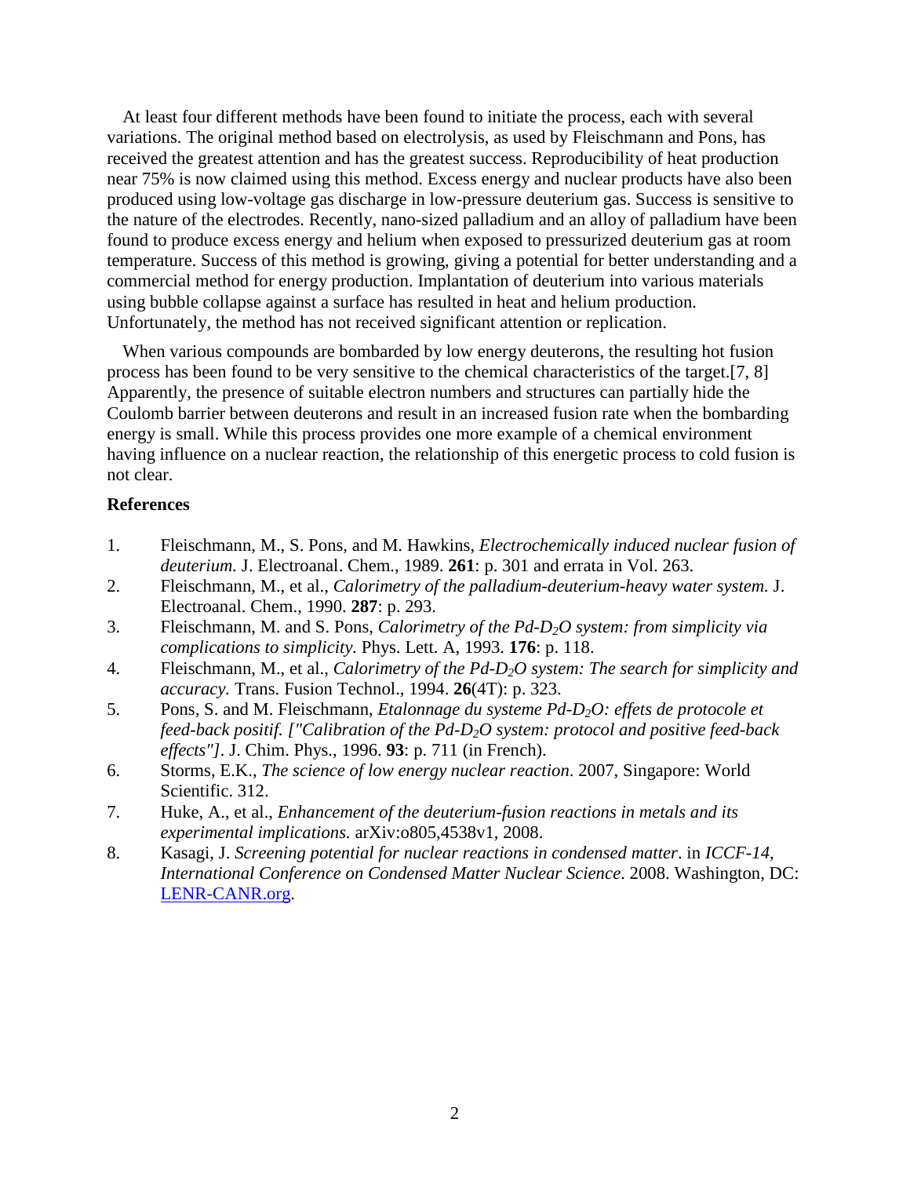At least four different methods have been found to initiate the process, each with several variations. The original method based on electrolysis, as used by Fleischmann and Pons, has received the greatest attention and has the greatest success. Reproducibility of heat production near 75% is now claimed using this method. Excess energy and nuclear products have also been produced using low-voltage gas discharge in low-pressure deuterium gas. Success is sensitive to the nature of the electrodes. Recently, nano-sized palladium and an alloy of palladium have been found to produce excess energy and helium when exposed to pressurized deuterium gas at room temperature. Success of this method is growing, giving a potential for better understanding and a commercial method for energy production. Implantation of deuterium into various materials using bubble collapse against a surface has resulted in heat and helium production. Unfortunately, the method has not received significant attention or replication.

When various compounds are bombarded by low energy deuterons, the resulting hot fusion process has been found to be very sensitive to the chemical characteristics of the target.[7, 8] Apparently, the presence of suitable electron numbers and structures can partially hide the Coulomb barrier between deuterons and result in an increased fusion rate when the bombarding energy is small. While this process provides one more example of a chemical environment having influence on a nuclear reaction, the relationship of this energetic process to cold fusion is not clear.

### References

1. Fleischmann, M., S. Pons, and M. Hawkins, *Electrochemically induced nuclear fusion of deuterium.* J. Electroanal. Chem., 1989. **261**: p. 301 and errata in Vol. 263.
2. Fleischmann, M., et al., *Calorimetry of the palladium-deuterium-heavy water system.* J. Electroanal. Chem., 1990. **287**: p. 293.
3. Fleischmann, M. and S. Pons, *Calorimetry of the Pd-$D_2O$ system: from simplicity via complications to simplicity.* Phys. Lett. A, 1993. **176**: p. 118.
4. Fleischmann, M., et al., *Calorimetry of the Pd-$D_2O$ system: The search for simplicity and accuracy.* Trans. Fusion Technol., 1994. **26**(4T): p. 323.
5. Pons, S. and M. Fleischmann, *Etalonnage du systeme Pd-$D_2O$: effets de protocole et feed-back positif. ["Calibration of the Pd-$D_2O$ system: protocol and positive feed-back effects"]*. J. Chim. Phys., 1996. **93**: p. 711 (in French).
6. Storms, E.K., *The science of low energy nuclear reaction.* 2007, Singapore: World Scientific. 312.
7. Huke, A., et al., *Enhancement of the deuterium-fusion reactions in metals and its experimental implications.* arXiv:o805,4538v1, 2008.
8. Kasagi, J. *Screening potential for nuclear reactions in condensed matter*. in *ICCF-14, International Conference on Condensed Matter Nuclear Science*. 2008. Washington, DC: LENR-CANR.org.